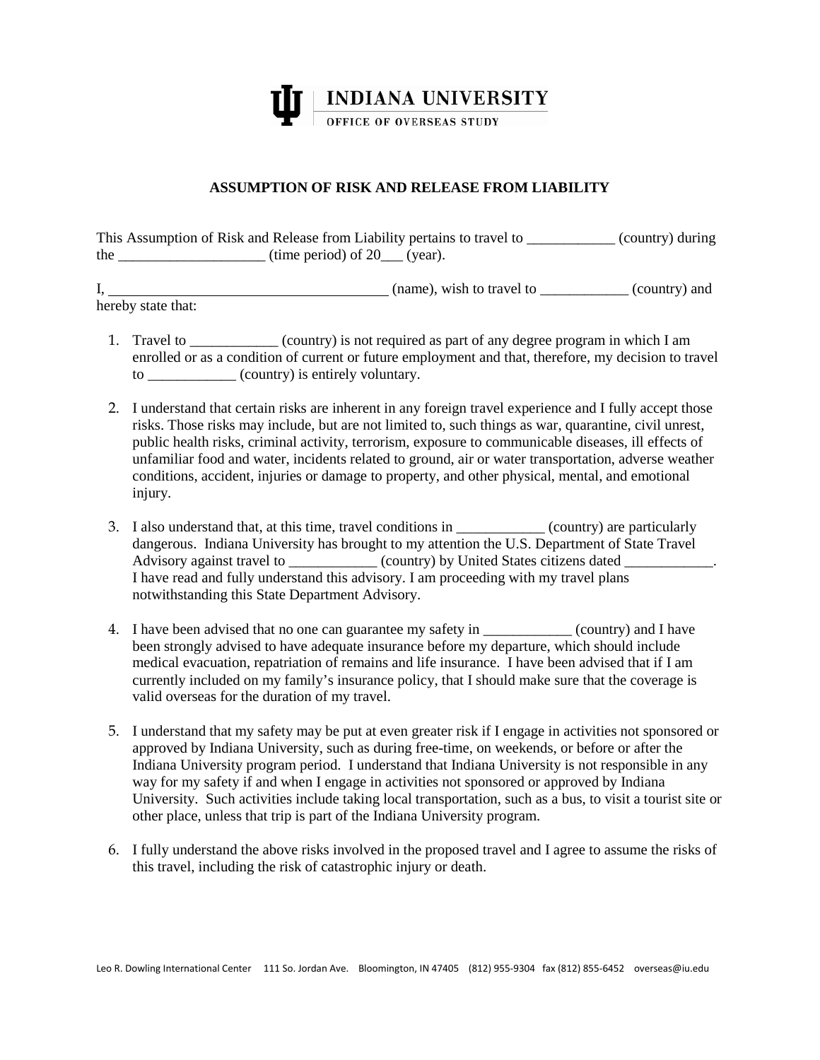INDIANA UNIVERSITY
OFFICE OF OVERSEAS STUDY

## ASSUMPTION OF RISK AND RELEASE FROM LIABILITY

This Assumption of Risk and Release from Liability pertains to travel to ____________ (country) during the ____________________ (time period) of 20___ (year).

I, ______________________________________ (name), wish to travel to ____________ (country) and hereby state that:

1. Travel to ____________ (country) is not required as part of any degree program in which I am enrolled or as a condition of current or future employment and that, therefore, my decision to travel to ____________ (country) is entirely voluntary.

2. I understand that certain risks are inherent in any foreign travel experience and I fully accept those risks. Those risks may include, but are not limited to, such things as war, quarantine, civil unrest, public health risks, criminal activity, terrorism, exposure to communicable diseases, ill effects of unfamiliar food and water, incidents related to ground, air or water transportation, adverse weather conditions, accident, injuries or damage to property, and other physical, mental, and emotional injury.

3. I also understand that, at this time, travel conditions in ____________ (country) are particularly dangerous. Indiana University has brought to my attention the U.S. Department of State Travel Advisory against travel to ____________ (country) by United States citizens dated ____________. I have read and fully understand this advisory. I am proceeding with my travel plans notwithstanding this State Department Advisory.

4. I have been advised that no one can guarantee my safety in ____________ (country) and I have been strongly advised to have adequate insurance before my departure, which should include medical evacuation, repatriation of remains and life insurance. I have been advised that if I am currently included on my family's insurance policy, that I should make sure that the coverage is valid overseas for the duration of my travel.

5. I understand that my safety may be put at even greater risk if I engage in activities not sponsored or approved by Indiana University, such as during free-time, on weekends, or before or after the Indiana University program period. I understand that Indiana University is not responsible in any way for my safety if and when I engage in activities not sponsored or approved by Indiana University. Such activities include taking local transportation, such as a bus, to visit a tourist site or other place, unless that trip is part of the Indiana University program.

6. I fully understand the above risks involved in the proposed travel and I agree to assume the risks of this travel, including the risk of catastrophic injury or death.

Leo R. Dowling International Center 111 So. Jordan Ave. Bloomington, IN 47405 (812) 955-9304 fax (812) 855-6452 overseas@iu.edu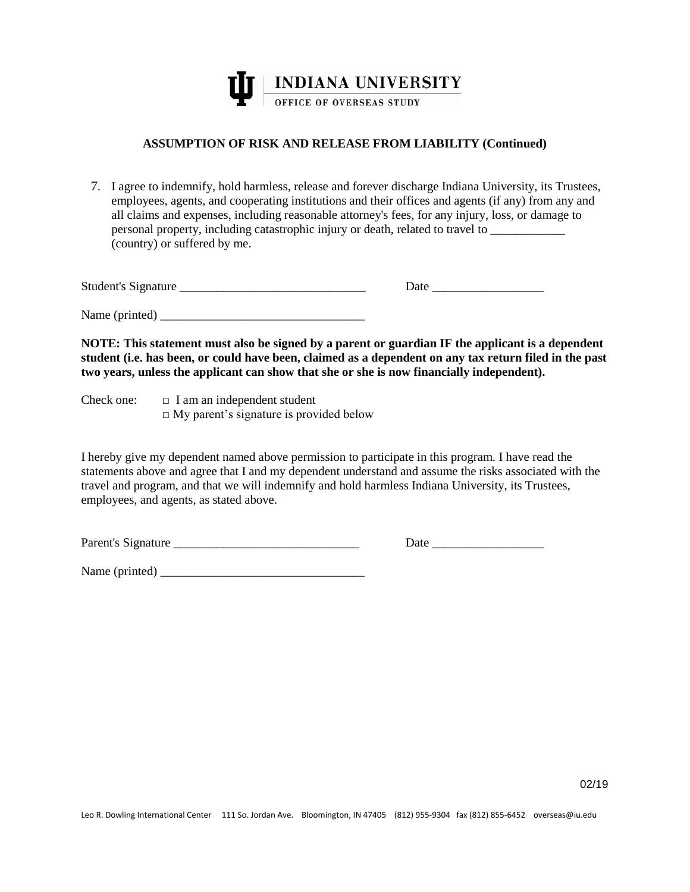INDIANA UNIVERSITY
OFFICE OF OVERSEAS STUDY

## ASSUMPTION OF RISK AND RELEASE FROM LIABILITY (Continued)

7. I agree to indemnify, hold harmless, release and forever discharge Indiana University, its Trustees, employees, agents, and cooperating institutions and their offices and agents (if any) from any and all claims and expenses, including reasonable attorney's fees, for any injury, loss, or damage to personal property, including catastrophic injury or death, related to travel to ____________ (country) or suffered by me.

Student's Signature ______________________________ Date __________________

Name (printed) _________________________________

**NOTE: This statement must also be signed by a parent or guardian IF the applicant is a dependent student (i.e. has been, or could have been, claimed as a dependent on any tax return filed in the past two years, unless the applicant can show that she or she is now financially independent).**

Check one:
- □ I am an independent student
- □ My parent's signature is provided below

I hereby give my dependent named above permission to participate in this program. I have read the statements above and agree that I and my dependent understand and assume the risks associated with the travel and program, and that we will indemnify and hold harmless Indiana University, its Trustees, employees, and agents, as stated above.

Parent's Signature ______________________________ Date __________________

Name (printed) _________________________________

02/19

Leo R. Dowling International Center 111 So. Jordan Ave. Bloomington, IN 47405 (812) 955-9304 fax (812) 855-6452 overseas@iu.edu